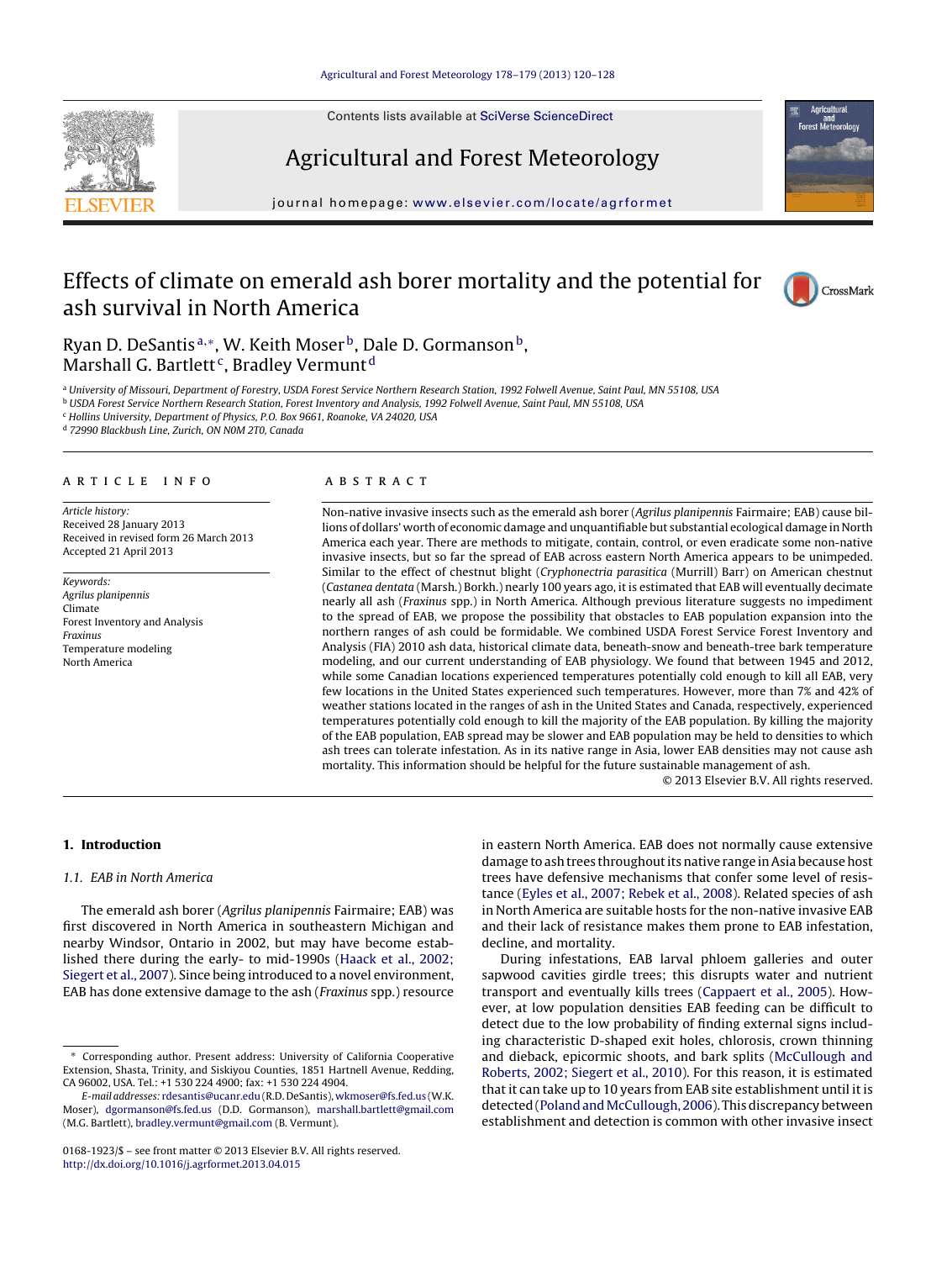# Effects of climate on emerald ash borer mortality and the potential for ash survival in North America

Ryan D. DeSantis[a,*], W. Keith Moser[b], Dale D. Gormanson[b], Marshall G. Bartlett[c], Bradley Vermunt[d]

[a] University of Missouri, Department of Forestry, USDA Forest Service Northern Research Station, 1992 Folwell Avenue, Saint Paul, MN 55108, USA
[b] USDA Forest Service Northern Research Station, Forest Inventory and Analysis, 1992 Folwell Avenue, Saint Paul, MN 55108, USA
[c] Hollins University, Department of Physics, P.O. Box 9661, Roanoke, VA 24020, USA
[d] 72990 Blackbush Line, Zurich, ON N0M 2T0, Canada

## ARTICLE INFO

*Article history:*
Received 28 January 2013
Received in revised form 26 March 2013
Accepted 21 April 2013

*Keywords:*
*Agrilus planipennis*
Climate
Forest Inventory and Analysis
*Fraxinus*
Temperature modeling
North America

## ABSTRACT

Non-native invasive insects such as the emerald ash borer (*Agrilus planipennis* Fairmaire; EAB) cause billions of dollars' worth of economic damage and unquantifiable but substantial ecological damage in North America each year. There are methods to mitigate, contain, control, or even eradicate some non-native invasive insects, but so far the spread of EAB across eastern North America appears to be unimpeded. Similar to the effect of chestnut blight (*Cryphonectria parasitica* (Murrill) Barr) on American chestnut (*Castanea dentata* (Marsh.) Borkh.) nearly 100 years ago, it is estimated that EAB will eventually decimate nearly all ash (*Fraxinus* spp.) in North America. Although previous literature suggests no impediment to the spread of EAB, we propose the possibility that obstacles to EAB population expansion into the northern ranges of ash could be formidable. We combined USDA Forest Service Forest Inventory and Analysis (FIA) 2010 ash data, historical climate data, beneath-snow and beneath-tree bark temperature modeling, and our current understanding of EAB physiology. We found that between 1945 and 2012, while some Canadian locations experienced temperatures potentially cold enough to kill all EAB, very few locations in the United States experienced such temperatures. However, more than 7% and 42% of weather stations located in the ranges of ash in the United States and Canada, respectively, experienced temperatures potentially cold enough to kill the majority of the EAB population. By killing the majority of the EAB population, EAB spread may be slower and EAB population may be held to densities to which ash trees can tolerate infestation. As in its native range in Asia, lower EAB densities may not cause ash mortality. This information should be helpful for the future sustainable management of ash.

© 2013 Elsevier B.V. All rights reserved.

## 1. Introduction

### 1.1. EAB in North America

The emerald ash borer (*Agrilus planipennis* Fairmaire; EAB) was first discovered in North America in southeastern Michigan and nearby Windsor, Ontario in 2002, but may have become established there during the early- to mid-1990s (Haack et al., 2002; Siegert et al., 2007). Since being introduced to a novel environment, EAB has done extensive damage to the ash (*Fraxinus* spp.) resource in eastern North America. EAB does not normally cause extensive damage to ash trees throughout its native range in Asia because host trees have defensive mechanisms that confer some level of resistance (Eyles et al., 2007; Rebek et al., 2008). Related species of ash in North America are suitable hosts for the non-native invasive EAB and their lack of resistance makes them prone to EAB infestation, decline, and mortality.

During infestations, EAB larval phloem galleries and outer sapwood cavities girdle trees; this disrupts water and nutrient transport and eventually kills trees (Cappaert et al., 2005). However, at low population densities EAB feeding can be difficult to detect due to the low probability of finding external signs including characteristic D-shaped exit holes, chlorosis, crown thinning and dieback, epicormic shoots, and bark splits (McCullough and Roberts, 2002; Siegert et al., 2010). For this reason, it is estimated that it can take up to 10 years from EAB site establishment until it is detected (Poland and McCullough, 2006). This discrepancy between establishment and detection is common with other invasive insect

\* Corresponding author. Present address: University of California Cooperative Extension, Shasta, Trinity, and Siskiyou Counties, 1851 Hartnell Avenue, Redding, CA 96002, USA. Tel.: +1 530 224 4900; fax: +1 530 224 4904.
*E-mail addresses:* rdesantis@ucanr.edu (R.D. DeSantis), wkmoser@fs.fed.us (W.K. Moser), dgormanson@fs.fed.us (D.D. Gormanson), marshall.bartlett@gmail.com (M.G. Bartlett), bradley.vermunt@gmail.com (B. Vermunt).

0168-1923/$ – see front matter © 2013 Elsevier B.V. All rights reserved.
http://dx.doi.org/10.1016/j.agrformet.2013.04.015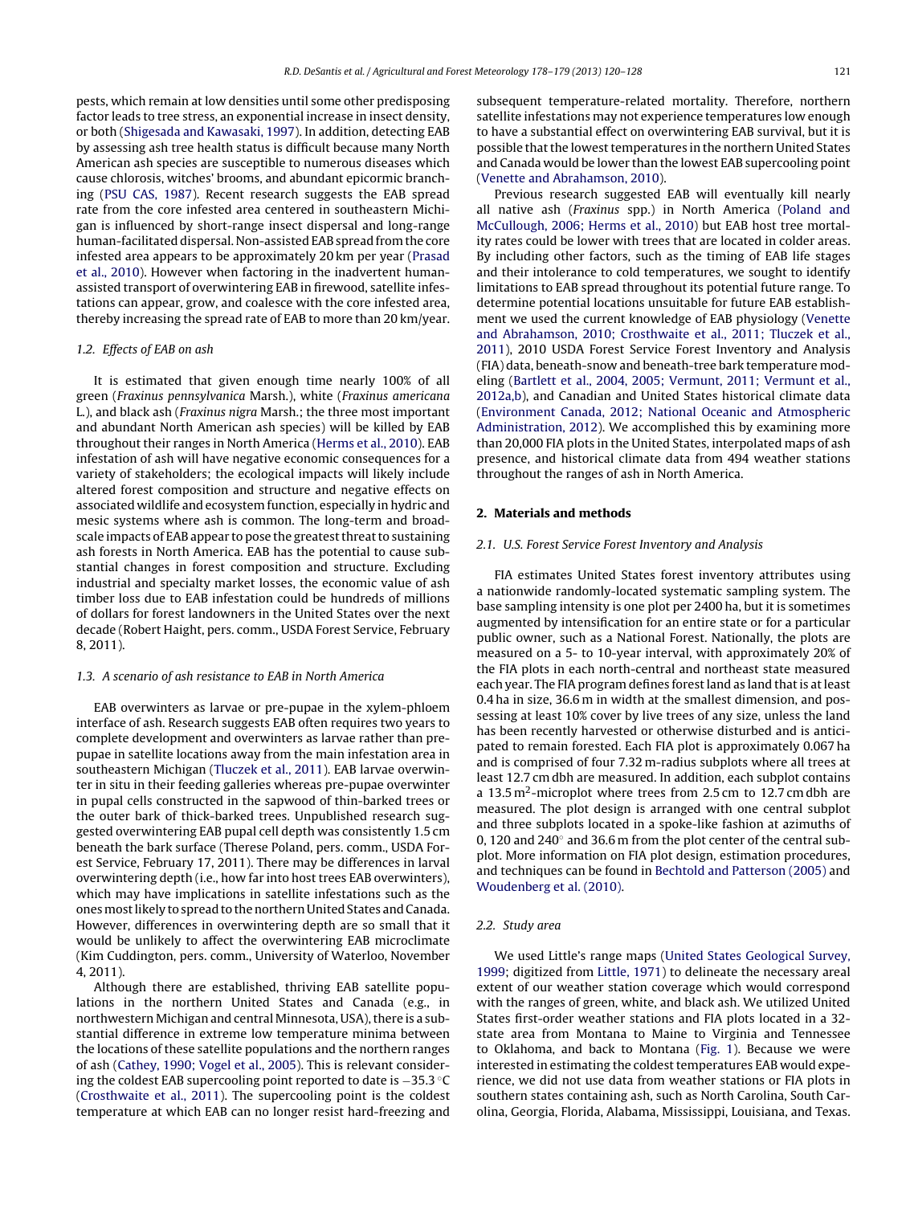pests, which remain at low densities until some other predisposing factor leads to tree stress, an exponential increase in insect density, or both (Shigesada and Kawasaki, 1997). In addition, detecting EAB by assessing ash tree health status is difficult because many North American ash species are susceptible to numerous diseases which cause chlorosis, witches' brooms, and abundant epicormic branching (PSU CAS, 1987). Recent research suggests the EAB spread rate from the core infested area centered in southeastern Michigan is influenced by short-range insect dispersal and long-range human-facilitated dispersal. Non-assisted EAB spread from the core infested area appears to be approximately 20 km per year (Prasad et al., 2010). However when factoring in the inadvertent human-assisted transport of overwintering EAB in firewood, satellite infestations can appear, grow, and coalesce with the core infested area, thereby increasing the spread rate of EAB to more than 20 km/year.

### 1.2. Effects of EAB on ash

It is estimated that given enough time nearly 100% of all green (*Fraxinus pennsylvanica* Marsh.), white (*Fraxinus americana* L.), and black ash (*Fraxinus nigra* Marsh.; the three most important and abundant North American ash species) will be killed by EAB throughout their ranges in North America (Herms et al., 2010). EAB infestation of ash will have negative economic consequences for a variety of stakeholders; the ecological impacts will likely include altered forest composition and structure and negative effects on associated wildlife and ecosystem function, especially in hydric and mesic systems where ash is common. The long-term and broad-scale impacts of EAB appear to pose the greatest threat to sustaining ash forests in North America. EAB has the potential to cause substantial changes in forest composition and structure. Excluding industrial and specialty market losses, the economic value of ash timber loss due to EAB infestation could be hundreds of millions of dollars for forest landowners in the United States over the next decade (Robert Haight, pers. comm., USDA Forest Service, February 8, 2011).

### 1.3. A scenario of ash resistance to EAB in North America

EAB overwinters as larvae or pre-pupae in the xylem-phloem interface of ash. Research suggests EAB often requires two years to complete development and overwinters as larvae rather than pre-pupae in satellite locations away from the main infestation area in southeastern Michigan (Tluczek et al., 2011). EAB larvae overwinter in situ in their feeding galleries whereas pre-pupae overwinter in pupal cells constructed in the sapwood of thin-barked trees or the outer bark of thick-barked trees. Unpublished research suggested overwintering EAB pupal cell depth was consistently 1.5 cm beneath the bark surface (Therese Poland, pers. comm., USDA Forest Service, February 17, 2011). There may be differences in larval overwintering depth (i.e., how far into host trees EAB overwinters), which may have implications in satellite infestations such as the ones most likely to spread to the northern United States and Canada. However, differences in overwintering depth are so small that it would be unlikely to affect the overwintering EAB microclimate (Kim Cuddington, pers. comm., University of Waterloo, November 4, 2011).

Although there are established, thriving EAB satellite populations in the northern United States and Canada (e.g., in northwestern Michigan and central Minnesota, USA), there is a substantial difference in extreme low temperature minima between the locations of these satellite populations and the northern ranges of ash (Cathey, 1990; Vogel et al., 2005). This is relevant considering the coldest EAB supercooling point reported to date is −35.3 °C (Crosthwaite et al., 2011). The supercooling point is the coldest temperature at which EAB can no longer resist hard-freezing and subsequent temperature-related mortality. Therefore, northern satellite infestations may not experience temperatures low enough to have a substantial effect on overwintering EAB survival, but it is possible that the lowest temperatures in the northern United States and Canada would be lower than the lowest EAB supercooling point (Venette and Abrahamson, 2010).

Previous research suggested EAB will eventually kill nearly all native ash (*Fraxinus* spp.) in North America (Poland and McCullough, 2006; Herms et al., 2010) but EAB host tree mortality rates could be lower with trees that are located in colder areas. By including other factors, such as the timing of EAB life stages and their intolerance to cold temperatures, we sought to identify limitations to EAB spread throughout its potential future range. To determine potential locations unsuitable for future EAB establishment we used the current knowledge of EAB physiology (Venette and Abrahamson, 2010; Crosthwaite et al., 2011; Tluczek et al., 2011), 2010 USDA Forest Service Forest Inventory and Analysis (FIA) data, beneath-snow and beneath-tree bark temperature modeling (Bartlett et al., 2004, 2005; Vermunt, 2011; Vermunt et al., 2012a,b), and Canadian and United States historical climate data (Environment Canada, 2012; National Oceanic and Atmospheric Administration, 2012). We accomplished this by examining more than 20,000 FIA plots in the United States, interpolated maps of ash presence, and historical climate data from 494 weather stations throughout the ranges of ash in North America.

## 2. Materials and methods

### 2.1. U.S. Forest Service Forest Inventory and Analysis

FIA estimates United States forest inventory attributes using a nationwide randomly-located systematic sampling system. The base sampling intensity is one plot per 2400 ha, but it is sometimes augmented by intensification for an entire state or for a particular public owner, such as a National Forest. Nationally, the plots are measured on a 5- to 10-year interval, with approximately 20% of the FIA plots in each north-central and northeast state measured each year. The FIA program defines forest land as land that is at least 0.4 ha in size, 36.6 m in width at the smallest dimension, and possessing at least 10% cover by live trees of any size, unless the land has been recently harvested or otherwise disturbed and is anticipated to remain forested. Each FIA plot is approximately 0.067 ha and is comprised of four 7.32 m-radius subplots where all trees at least 12.7 cm dbh are measured. In addition, each subplot contains a 13.5 $m^2$-microplot where trees from 2.5 cm to 12.7 cm dbh are measured. The plot design is arranged with one central subplot and three subplots located in a spoke-like fashion at azimuths of 0, 120 and 240° and 36.6 m from the plot center of the central subplot. More information on FIA plot design, estimation procedures, and techniques can be found in Bechtold and Patterson (2005) and Woudenberg et al. (2010).

### 2.2. Study area

We used Little's range maps (United States Geological Survey, 1999; digitized from Little, 1971) to delineate the necessary areal extent of our weather station coverage which would correspond with the ranges of green, white, and black ash. We utilized United States first-order weather stations and FIA plots located in a 32-state area from Montana to Maine to Virginia and Tennessee to Oklahoma, and back to Montana (Fig. 1). Because we were interested in estimating the coldest temperatures EAB would experience, we did not use data from weather stations or FIA plots in southern states containing ash, such as North Carolina, South Carolina, Georgia, Florida, Alabama, Mississippi, Louisiana, and Texas.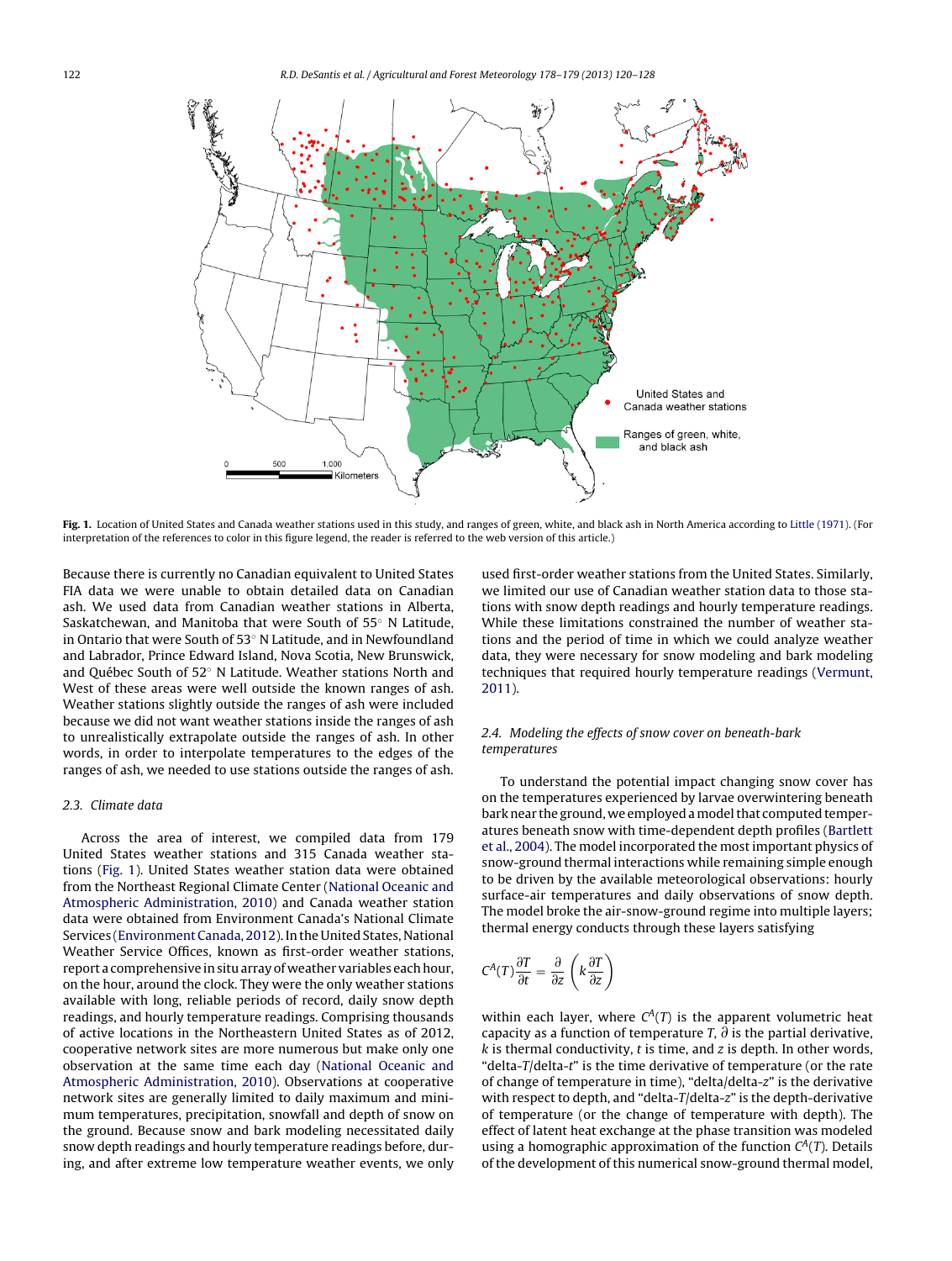**Fig. 1.** Location of United States and Canada weather stations used in this study, and ranges of green, white, and black ash in North America according to Little (1971). (For interpretation of the references to color in this figure legend, the reader is referred to the web version of this article.)

Because there is currently no Canadian equivalent to United States FIA data we were unable to obtain detailed data on Canadian ash. We used data from Canadian weather stations in Alberta, Saskatchewan, and Manitoba that were South of 55° N Latitude, in Ontario that were South of 53° N Latitude, and in Newfoundland and Labrador, Prince Edward Island, Nova Scotia, New Brunswick, and Québec South of 52° N Latitude. Weather stations North and West of these areas were well outside the known ranges of ash. Weather stations slightly outside the ranges of ash were included because we did not want weather stations inside the ranges of ash to unrealistically extrapolate outside the ranges of ash. In other words, in order to interpolate temperatures to the edges of the ranges of ash, we needed to use stations outside the ranges of ash.

### 2.3. Climate data

Across the area of interest, we compiled data from 179 United States weather stations and 315 Canada weather stations (Fig. 1). United States weather station data were obtained from the Northeast Regional Climate Center (National Oceanic and Atmospheric Administration, 2010) and Canada weather station data were obtained from Environment Canada's National Climate Services (Environment Canada, 2012). In the United States, National Weather Service Offices, known as first-order weather stations, report a comprehensive in situ array of weather variables each hour, on the hour, around the clock. They were the only weather stations available with long, reliable periods of record, daily snow depth readings, and hourly temperature readings. Comprising thousands of active locations in the Northeastern United States as of 2012, cooperative network sites are more numerous but make only one observation at the same time each day (National Oceanic and Atmospheric Administration, 2010). Observations at cooperative network sites are generally limited to daily maximum and minimum temperatures, precipitation, snowfall and depth of snow on the ground. Because snow and bark modeling necessitated daily snow depth readings and hourly temperature readings before, during, and after extreme low temperature weather events, we only used first-order weather stations from the United States. Similarly, we limited our use of Canadian weather station data to those stations with snow depth readings and hourly temperature readings. While these limitations constrained the number of weather stations and the period of time in which we could analyze weather data, they were necessary for snow modeling and bark modeling techniques that required hourly temperature readings (Vermunt, 2011).

### 2.4. Modeling the effects of snow cover on beneath-bark temperatures

To understand the potential impact changing snow cover has on the temperatures experienced by larvae overwintering beneath bark near the ground, we employed a model that computed temperatures beneath snow with time-dependent depth profiles (Bartlett et al., 2004). The model incorporated the most important physics of snow-ground thermal interactions while remaining simple enough to be driven by the available meteorological observations: hourly surface-air temperatures and daily observations of snow depth. The model broke the air-snow-ground regime into multiple layers; thermal energy conducts through these layers satisfying

$$C^A(T)\frac{\partial T}{\partial t} = \frac{\partial}{\partial z}\left(k\frac{\partial T}{\partial z}\right)$$

within each layer, where $C^A(T)$ is the apparent volumetric heat capacity as a function of temperature $T$, $\partial$ is the partial derivative, $k$ is thermal conductivity, $t$ is time, and $z$ is depth. In other words, "delta-$T$/delta-$t$" is the time derivative of temperature (or the rate of change of temperature in time), "delta/delta-$z$" is the derivative with respect to depth, and "delta-$T$/delta-$z$" is the depth-derivative of temperature (or the change of temperature with depth). The effect of latent heat exchange at the phase transition was modeled using a homographic approximation of the function $C^A(T)$. Details of the development of this numerical snow-ground thermal model,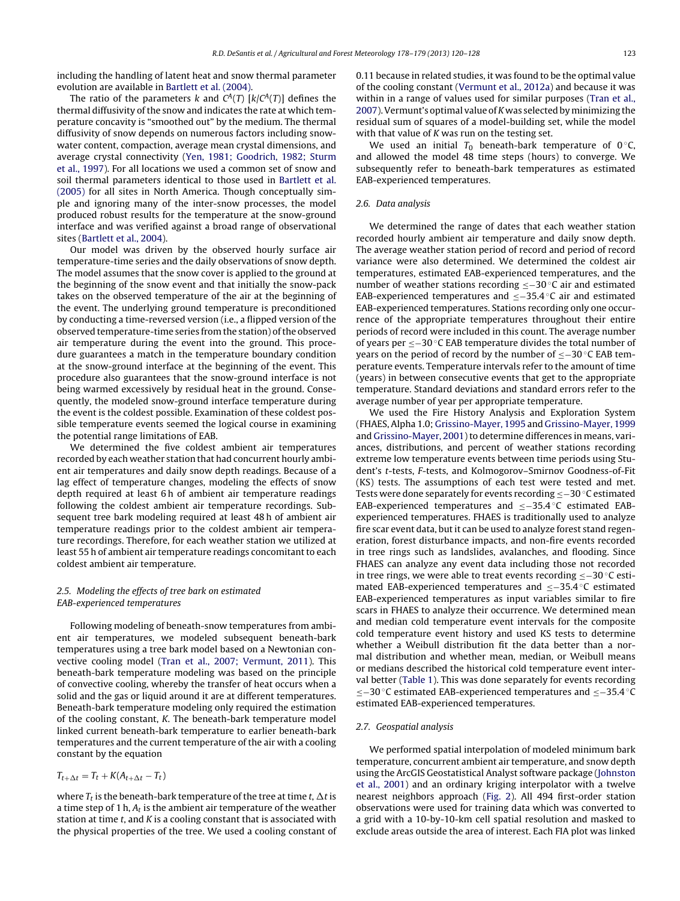including the handling of latent heat and snow thermal parameter evolution are available in Bartlett et al. (2004).

The ratio of the parameters $k$ and $C^A(T)$ [$k/C^A(T)$] defines the thermal diffusivity of the snow and indicates the rate at which temperature concavity is "smoothed out" by the medium. The thermal diffusivity of snow depends on numerous factors including snow-water content, compaction, average mean crystal dimensions, and average crystal connectivity (Yen, 1981; Goodrich, 1982; Sturm et al., 1997). For all locations we used a common set of snow and soil thermal parameters identical to those used in Bartlett et al. (2005) for all sites in North America. Though conceptually simple and ignoring many of the inter-snow processes, the model produced robust results for the temperature at the snow-ground interface and was verified against a broad range of observational sites (Bartlett et al., 2004).

Our model was driven by the observed hourly surface air temperature-time series and the daily observations of snow depth. The model assumes that the snow cover is applied to the ground at the beginning of the snow event and that initially the snow-pack takes on the observed temperature of the air at the beginning of the event. The underlying ground temperature is preconditioned by conducting a time-reversed version (i.e., a flipped version of the observed temperature-time series from the station) of the observed air temperature during the event into the ground. This procedure guarantees a match in the temperature boundary condition at the snow-ground interface at the beginning of the event. This procedure also guarantees that the snow-ground interface is not being warmed excessively by residual heat in the ground. Consequently, the modeled snow-ground interface temperature during the event is the coldest possible. Examination of these coldest possible temperature events seemed the logical course in examining the potential range limitations of EAB.

We determined the five coldest ambient air temperatures recorded by each weather station that had concurrent hourly ambient air temperatures and daily snow depth readings. Because of a lag effect of temperature changes, modeling the effects of snow depth required at least 6 h of ambient air temperature readings following the coldest ambient air temperature recordings. Subsequent tree bark modeling required at least 48 h of ambient air temperature readings prior to the coldest ambient air temperature recordings. Therefore, for each weather station we utilized at least 55 h of ambient air temperature readings concomitant to each coldest ambient air temperature.

### 2.5. Modeling the effects of tree bark on estimated EAB-experienced temperatures

Following modeling of beneath-snow temperatures from ambient air temperatures, we modeled subsequent beneath-bark temperatures using a tree bark model based on a Newtonian convective cooling model (Tran et al., 2007; Vermunt, 2011). This beneath-bark temperature modeling was based on the principle of convective cooling, whereby the transfer of heat occurs when a solid and the gas or liquid around it are at different temperatures. Beneath-bark temperature modeling only required the estimation of the cooling constant, $K$. The beneath-bark temperature model linked current beneath-bark temperature to earlier beneath-bark temperatures and the current temperature of the air with a cooling constant by the equation

$$T_{t+\Delta t} = T_t + K(A_{t+\Delta t} - T_t)$$

where $T_t$ is the beneath-bark temperature of the tree at time $t$, $\Delta t$ is a time step of 1 h, $A_t$ is the ambient air temperature of the weather station at time $t$, and $K$ is a cooling constant that is associated with the physical properties of the tree. We used a cooling constant of 0.11 because in related studies, it was found to be the optimal value of the cooling constant (Vermunt et al., 2012a) and because it was within in a range of values used for similar purposes (Tran et al., 2007). Vermunt's optimal value of $K$ was selected by minimizing the residual sum of squares of a model-building set, while the model with that value of $K$ was run on the testing set.

We used an initial $T_0$ beneath-bark temperature of 0 °C, and allowed the model 48 time steps (hours) to converge. We subsequently refer to beneath-bark temperatures as estimated EAB-experienced temperatures.

### 2.6. Data analysis

We determined the range of dates that each weather station recorded hourly ambient air temperature and daily snow depth. The average weather station period of record and period of record variance were also determined. We determined the coldest air temperatures, estimated EAB-experienced temperatures, and the number of weather stations recording ≤−30 °C air and estimated EAB-experienced temperatures and ≤−35.4 °C air and estimated EAB-experienced temperatures. Stations recording only one occurrence of the appropriate temperatures throughout their entire periods of record were included in this count. The average number of years per ≤−30 °C EAB temperature divides the total number of years on the period of record by the number of ≤−30 °C EAB temperature events. Temperature intervals refer to the amount of time (years) in between consecutive events that get to the appropriate temperature. Standard deviations and standard errors refer to the average number of year per appropriate temperature.

We used the Fire History Analysis and Exploration System (FHAES, Alpha 1.0; Grissino-Mayer, 1995 and Grissino-Mayer, 1999 and Grissino-Mayer, 2001) to determine differences in means, variances, distributions, and percent of weather stations recording extreme low temperature events between time periods using Student's $t$-tests, $F$-tests, and Kolmogorov–Smirnov Goodness-of-Fit (KS) tests. The assumptions of each test were tested and met. Tests were done separately for events recording ≤−30 °C estimated EAB-experienced temperatures and ≤−35.4 °C estimated EAB-experienced temperatures. FHAES is traditionally used to analyze fire scar event data, but it can be used to analyze forest stand regeneration, forest disturbance impacts, and non-fire events recorded in tree rings such as landslides, avalanches, and flooding. Since FHAES can analyze any event data including those not recorded in tree rings, we were able to treat events recording ≤−30 °C estimated EAB-experienced temperatures and ≤−35.4 °C estimated EAB-experienced temperatures as input variables similar to fire scars in FHAES to analyze their occurrence. We determined mean and median cold temperature event intervals for the composite cold temperature event history and used KS tests to determine whether a Weibull distribution fit the data better than a normal distribution and whether mean, median, or Weibull means or medians described the historical cold temperature event interval better (Table 1). This was done separately for events recording ≤−30 °C estimated EAB-experienced temperatures and ≤−35.4 °C estimated EAB-experienced temperatures.

### 2.7. Geospatial analysis

We performed spatial interpolation of modeled minimum bark temperature, concurrent ambient air temperature, and snow depth using the ArcGIS Geostatistical Analyst software package (Johnston et al., 2001) and an ordinary kriging interpolator with a twelve nearest neighbors approach (Fig. 2). All 494 first-order station observations were used for training data which was converted to a grid with a 10-by-10-km cell spatial resolution and masked to exclude areas outside the area of interest. Each FIA plot was linked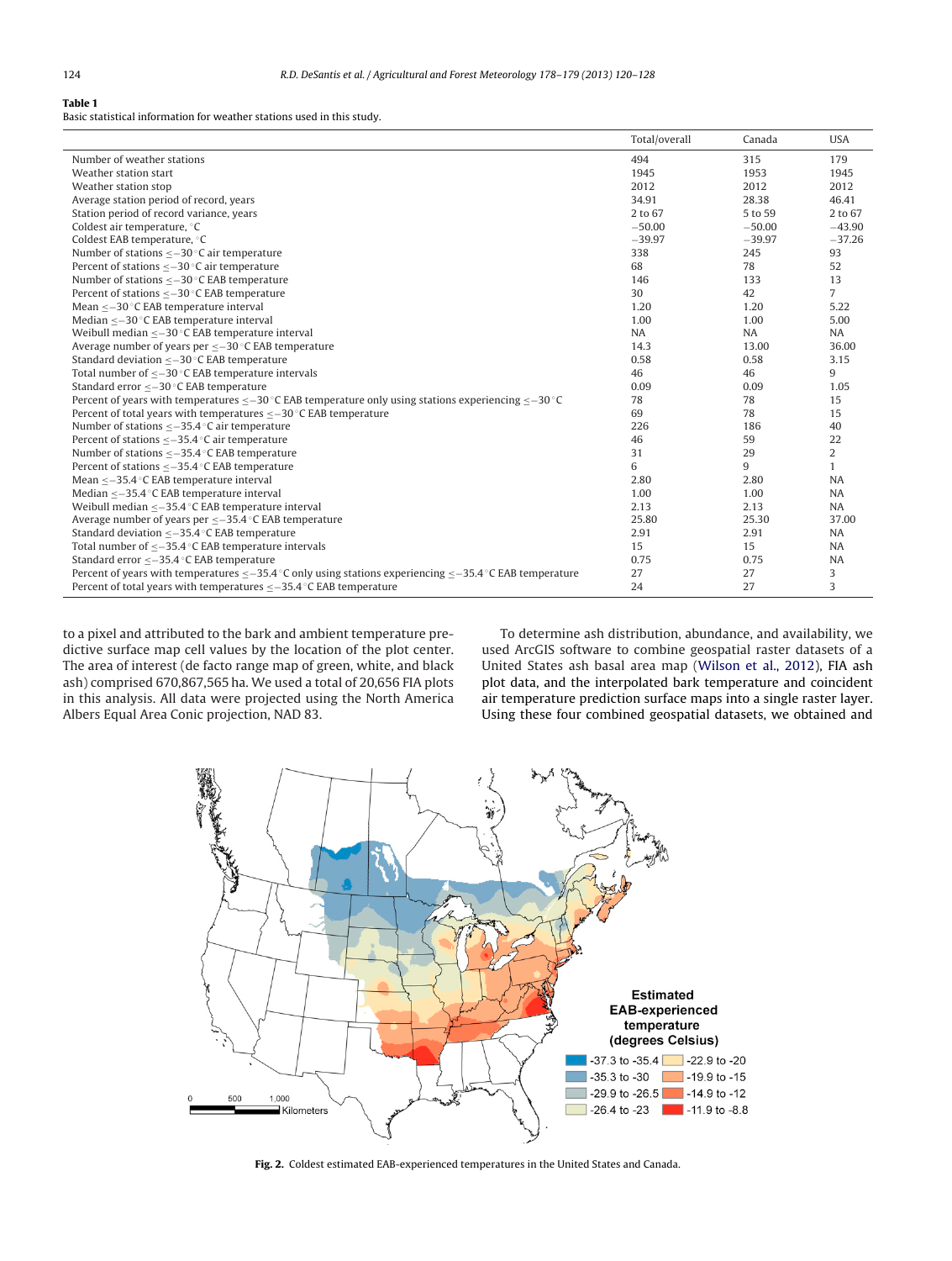**Table 1**
Basic statistical information for weather stations used in this study.

| | Total/overall | Canada | USA |
|---|---|---|---|
| Number of weather stations | 494 | 315 | 179 |
| Weather station start | 1945 | 1953 | 1945 |
| Weather station stop | 2012 | 2012 | 2012 |
| Average station period of record, years | 34.91 | 28.38 | 46.41 |
| Station period of record variance, years | 2 to 67 | 5 to 59 | 2 to 67 |
| Coldest air temperature, °C | −50.00 | −50.00 | −43.90 |
| Coldest EAB temperature, °C | −39.97 | −39.97 | −37.26 |
| Number of stations ≤−30 °C air temperature | 338 | 245 | 93 |
| Percent of stations ≤−30 °C air temperature | 68 | 78 | 52 |
| Number of stations ≤−30 °C EAB temperature | 146 | 133 | 13 |
| Percent of stations ≤−30 °C EAB temperature | 30 | 42 | 7 |
| Mean ≤−30 °C EAB temperature interval | 1.20 | 1.20 | 5.22 |
| Median ≤−30 °C EAB temperature interval | 1.00 | 1.00 | 5.00 |
| Weibull median ≤−30 °C EAB temperature interval | NA | NA | NA |
| Average number of years per ≤−30 °C EAB temperature | 14.3 | 13.00 | 36.00 |
| Standard deviation ≤−30 °C EAB temperature | 0.58 | 0.58 | 3.15 |
| Total number of ≤−30 °C EAB temperature intervals | 46 | 46 | 9 |
| Standard error ≤−30 °C EAB temperature | 0.09 | 0.09 | 1.05 |
| Percent of years with temperatures ≤−30 °C EAB temperature only using stations experiencing ≤−30 °C | 78 | 78 | 15 |
| Percent of total years with temperatures ≤−30 °C EAB temperature | 69 | 78 | 15 |
| Number of stations ≤−35.4 °C air temperature | 226 | 186 | 40 |
| Percent of stations ≤−35.4 °C air temperature | 46 | 59 | 22 |
| Number of stations ≤−35.4 °C EAB temperature | 31 | 29 | 2 |
| Percent of stations ≤−35.4 °C EAB temperature | 6 | 9 | 1 |
| Mean ≤−35.4 °C EAB temperature interval | 2.80 | 2.80 | NA |
| Median ≤−35.4 °C EAB temperature interval | 1.00 | 1.00 | NA |
| Weibull median ≤−35.4 °C EAB temperature interval | 2.13 | 2.13 | NA |
| Average number of years per ≤−35.4 °C EAB temperature | 25.80 | 25.30 | 37.00 |
| Standard deviation ≤−35.4 °C EAB temperature | 2.91 | 2.91 | NA |
| Total number of ≤−35.4 °C EAB temperature intervals | 15 | 15 | NA |
| Standard error ≤−35.4 °C EAB temperature | 0.75 | 0.75 | NA |
| Percent of years with temperatures ≤−35.4 °C only using stations experiencing ≤−35.4 °C EAB temperature | 27 | 27 | 3 |
| Percent of total years with temperatures ≤−35.4 °C EAB temperature | 24 | 27 | 3 |

to a pixel and attributed to the bark and ambient temperature predictive surface map cell values by the location of the plot center. The area of interest (de facto range map of green, white, and black ash) comprised 670,867,565 ha. We used a total of 20,656 FIA plots in this analysis. All data were projected using the North America Albers Equal Area Conic projection, NAD 83.

To determine ash distribution, abundance, and availability, we used ArcGIS software to combine geospatial raster datasets of a United States ash basal area map (Wilson et al., 2012), FIA ash plot data, and the interpolated bark temperature and coincident air temperature prediction surface maps into a single raster layer. Using these four combined geospatial datasets, we obtained and

**Fig. 2.** Coldest estimated EAB-experienced temperatures in the United States and Canada.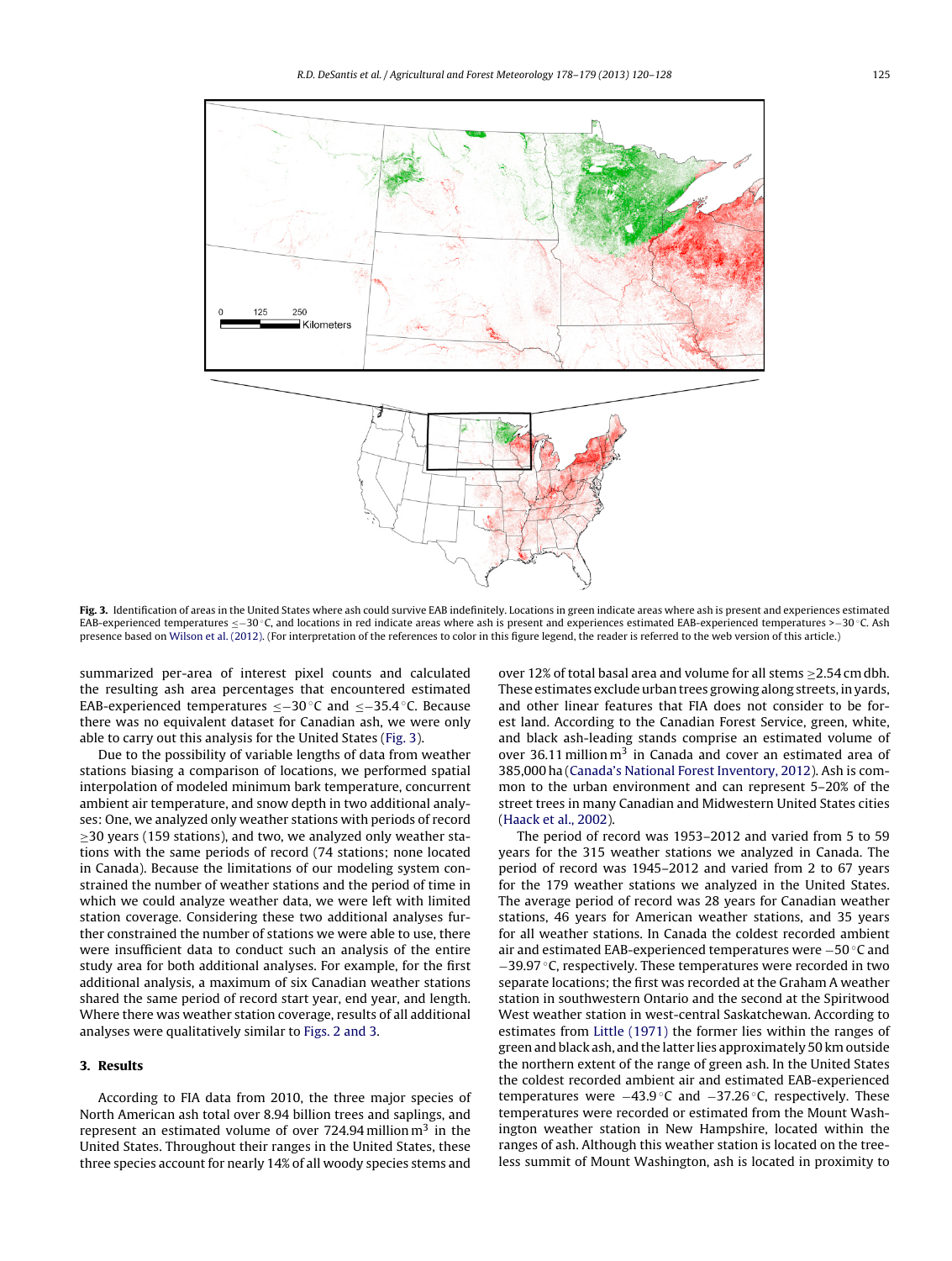Fig. 3. Identification of areas in the United States where ash could survive EAB indefinitely. Locations in green indicate areas where ash is present and experiences estimated EAB-experienced temperatures ≤−30 °C, and locations in red indicate areas where ash is present and experiences estimated EAB-experienced temperatures >−30 °C. Ash presence based on Wilson et al. (2012). (For interpretation of the references to color in this figure legend, the reader is referred to the web version of this article.)

summarized per-area of interest pixel counts and calculated the resulting ash area percentages that encountered estimated EAB-experienced temperatures ≤−30 °C and ≤−35.4 °C. Because there was no equivalent dataset for Canadian ash, we were only able to carry out this analysis for the United States (Fig. 3).

Due to the possibility of variable lengths of data from weather stations biasing a comparison of locations, we performed spatial interpolation of modeled minimum bark temperature, concurrent ambient air temperature, and snow depth in two additional analyses: One, we analyzed only weather stations with periods of record ≥30 years (159 stations), and two, we analyzed only weather stations with the same periods of record (74 stations; none located in Canada). Because the limitations of our modeling system constrained the number of weather stations and the period of time in which we could analyze weather data, we were left with limited station coverage. Considering these two additional analyses further constrained the number of stations we were able to use, there were insufficient data to conduct such an analysis of the entire study area for both additional analyses. For example, for the first additional analysis, a maximum of six Canadian weather stations shared the same period of record start year, end year, and length. Where there was weather station coverage, results of all additional analyses were qualitatively similar to Figs. 2 and 3.

## 3. Results

According to FIA data from 2010, the three major species of North American ash total over 8.94 billion trees and saplings, and represent an estimated volume of over 724.94 million $m^3$ in the United States. Throughout their ranges in the United States, these three species account for nearly 14% of all woody species stems and over 12% of total basal area and volume for all stems ≥2.54 cm dbh. These estimates exclude urban trees growing along streets, in yards, and other linear features that FIA does not consider to be forest land. According to the Canadian Forest Service, green, white, and black ash-leading stands comprise an estimated volume of over 36.11 million $m^3$ in Canada and cover an estimated area of 385,000 ha (Canada's National Forest Inventory, 2012). Ash is common to the urban environment and can represent 5–20% of the street trees in many Canadian and Midwestern United States cities (Haack et al., 2002).

The period of record was 1953–2012 and varied from 5 to 59 years for the 315 weather stations we analyzed in Canada. The period of record was 1945–2012 and varied from 2 to 67 years for the 179 weather stations we analyzed in the United States. The average period of record was 28 years for Canadian weather stations, 46 years for American weather stations, and 35 years for all weather stations. In Canada the coldest recorded ambient air and estimated EAB-experienced temperatures were −50 °C and −39.97 °C, respectively. These temperatures were recorded in two separate locations; the first was recorded at the Graham A weather station in southwestern Ontario and the second at the Spiritwood West weather station in west-central Saskatchewan. According to estimates from Little (1971) the former lies within the ranges of green and black ash, and the latter lies approximately 50 km outside the northern extent of the range of green ash. In the United States the coldest recorded ambient air and estimated EAB-experienced temperatures were −43.9 °C and −37.26 °C, respectively. These temperatures were recorded or estimated from the Mount Washington weather station in New Hampshire, located within the ranges of ash. Although this weather station is located on the treeless summit of Mount Washington, ash is located in proximity to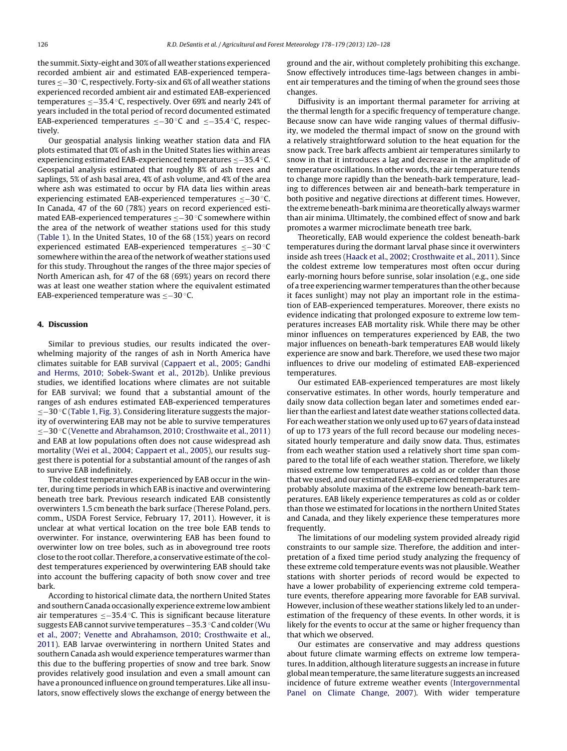the summit. Sixty-eight and 30% of all weather stations experienced recorded ambient air and estimated EAB-experienced temperatures ≤−30 °C, respectively. Forty-six and 6% of all weather stations experienced recorded ambient air and estimated EAB-experienced temperatures ≤−35.4 °C, respectively. Over 69% and nearly 24% of years included in the total period of record documented estimated EAB-experienced temperatures ≤−30 °C and ≤−35.4 °C, respectively.

Our geospatial analysis linking weather station data and FIA plots estimated that 0% of ash in the United States lies within areas experiencing estimated EAB-experienced temperatures ≤−35.4 °C. Geospatial analysis estimated that roughly 8% of ash trees and saplings, 5% of ash basal area, 4% of ash volume, and 4% of the area where ash was estimated to occur by FIA data lies within areas experiencing estimated EAB-experienced temperatures ≤−30 °C. In Canada, 47 of the 60 (78%) years on record experienced estimated EAB-experienced temperatures ≤−30 °C somewhere within the area of the network of weather stations used for this study (Table 1). In the United States, 10 of the 68 (15%) years on record experienced estimated EAB-experienced temperatures ≤−30 °C somewhere within the area of the network of weather stations used for this study. Throughout the ranges of the three major species of North American ash, for 47 of the 68 (69%) years on record there was at least one weather station where the equivalent estimated EAB-experienced temperature was ≤−30 °C.

## 4. Discussion

Similar to previous studies, our results indicated the overwhelming majority of the ranges of ash in North America have climates suitable for EAB survival (Cappaert et al., 2005; Gandhi and Herms, 2010; Sobek-Swant et al., 2012b). Unlike previous studies, we identified locations where climates are not suitable for EAB survival; we found that a substantial amount of the ranges of ash endures estimated EAB-experienced temperatures ≤−30 °C (Table 1, Fig. 3). Considering literature suggests the majority of overwintering EAB may not be able to survive temperatures ≤−30 °C (Venette and Abrahamson, 2010; Crosthwaite et al., 2011) and EAB at low populations often does not cause widespread ash mortality (Wei et al., 2004; Cappaert et al., 2005), our results suggest there is potential for a substantial amount of the ranges of ash to survive EAB indefinitely.

The coldest temperatures experienced by EAB occur in the winter, during time periods in which EAB is inactive and overwintering beneath tree bark. Previous research indicated EAB consistently overwinters 1.5 cm beneath the bark surface (Therese Poland, pers. comm., USDA Forest Service, February 17, 2011). However, it is unclear at what vertical location on the tree bole EAB tends to overwinter. For instance, overwintering EAB has been found to overwinter low on tree boles, such as in aboveground tree roots close to the root collar. Therefore, a conservative estimate of the coldest temperatures experienced by overwintering EAB should take into account the buffering capacity of both snow cover and tree bark.

According to historical climate data, the northern United States and southern Canada occasionally experience extreme low ambient air temperatures ≤−35.4 °C. This is significant because literature suggests EAB cannot survive temperatures −35.3 °C and colder (Wu et al., 2007; Venette and Abrahamson, 2010; Crosthwaite et al., 2011). EAB larvae overwintering in northern United States and southern Canada ash would experience temperatures warmer than this due to the buffering properties of snow and tree bark. Snow provides relatively good insulation and even a small amount can have a pronounced influence on ground temperatures. Like all insulators, snow effectively slows the exchange of energy between the ground and the air, without completely prohibiting this exchange. Snow effectively introduces time-lags between changes in ambient air temperatures and the timing of when the ground sees those changes.

Diffusivity is an important thermal parameter for arriving at the thermal length for a specific frequency of temperature change. Because snow can have wide ranging values of thermal diffusivity, we modeled the thermal impact of snow on the ground with a relatively straightforward solution to the heat equation for the snow pack. Tree bark affects ambient air temperatures similarly to snow in that it introduces a lag and decrease in the amplitude of temperature oscillations. In other words, the air temperature tends to change more rapidly than the beneath-bark temperature, leading to differences between air and beneath-bark temperature in both positive and negative directions at different times. However, the extreme beneath-bark minima are theoretically always warmer than air minima. Ultimately, the combined effect of snow and bark promotes a warmer microclimate beneath tree bark.

Theoretically, EAB would experience the coldest beneath-bark temperatures during the dormant larval phase since it overwinters inside ash trees (Haack et al., 2002; Crosthwaite et al., 2011). Since the coldest extreme low temperatures most often occur during early-morning hours before sunrise, solar insolation (e.g., one side of a tree experiencing warmer temperatures than the other because it faces sunlight) may not play an important role in the estimation of EAB-experienced temperatures. Moreover, there exists no evidence indicating that prolonged exposure to extreme low temperatures increases EAB mortality risk. While there may be other minor influences on temperatures experienced by EAB, the two major influences on beneath-bark temperatures EAB would likely experience are snow and bark. Therefore, we used these two major influences to drive our modeling of estimated EAB-experienced temperatures.

Our estimated EAB-experienced temperatures are most likely conservative estimates. In other words, hourly temperature and daily snow data collection began later and sometimes ended earlier than the earliest and latest date weather stations collected data. For each weather station we only used up to 67 years of data instead of up to 173 years of the full record because our modeling necessitated hourly temperature and daily snow data. Thus, estimates from each weather station used a relatively short time span compared to the total life of each weather station. Therefore, we likely missed extreme low temperatures as cold as or colder than those that we used, and our estimated EAB-experienced temperatures are probably absolute maxima of the extreme low beneath-bark temperatures. EAB likely experience temperatures as cold as or colder than those we estimated for locations in the northern United States and Canada, and they likely experience these temperatures more frequently.

The limitations of our modeling system provided already rigid constraints to our sample size. Therefore, the addition and interpretation of a fixed time period study analyzing the frequency of these extreme cold temperature events was not plausible. Weather stations with shorter periods of record would be expected to have a lower probability of experiencing extreme cold temperature events, therefore appearing more favorable for EAB survival. However, inclusion of these weather stations likely led to an underestimation of the frequency of these events. In other words, it is likely for the events to occur at the same or higher frequency than that which we observed.

Our estimates are conservative and may address questions about future climate warming effects on extreme low temperatures. In addition, although literature suggests an increase in future global mean temperature, the same literature suggests an increased incidence of future extreme weather events (Intergovernmental Panel on Climate Change, 2007). With wider temperature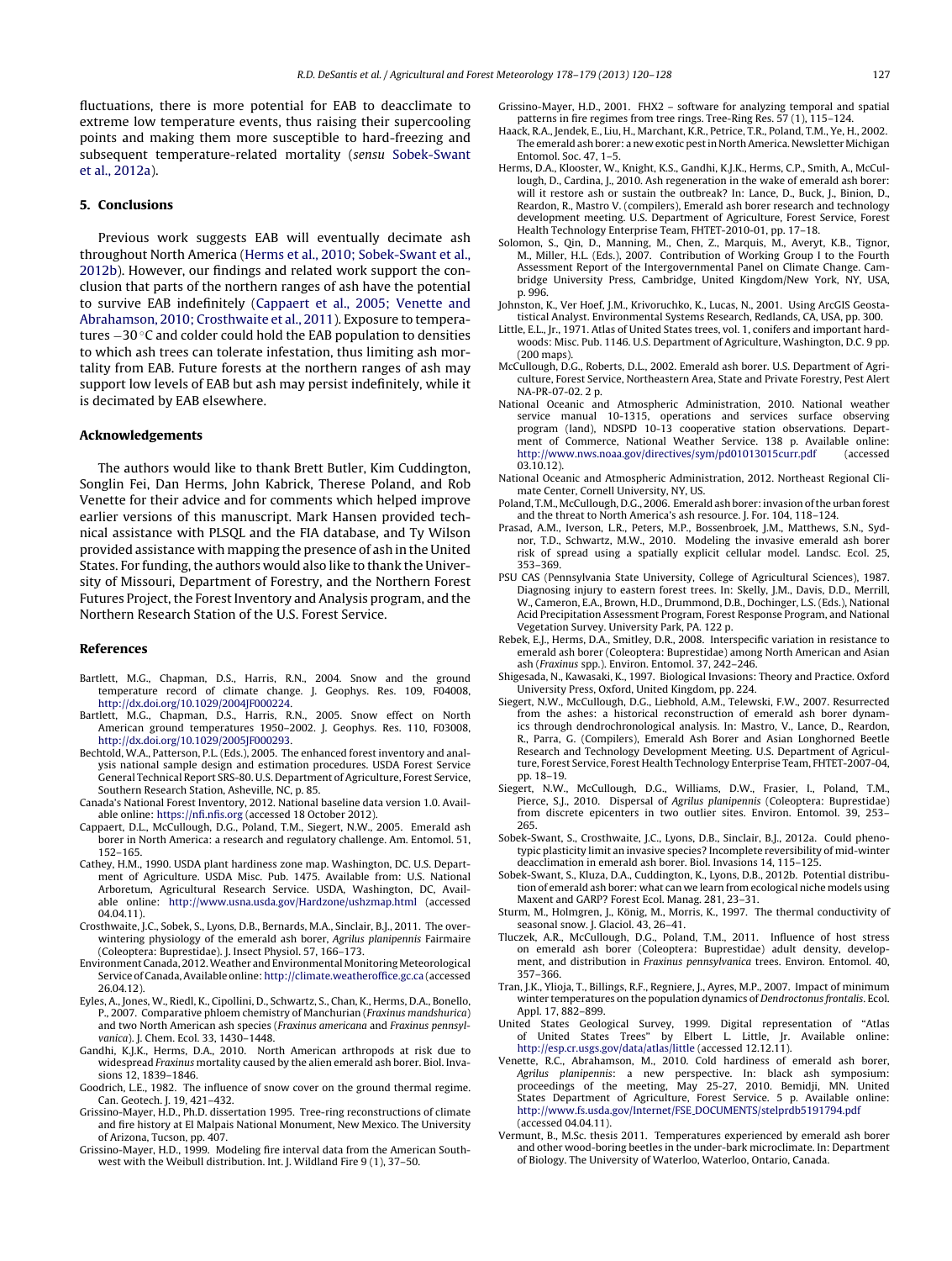fluctuations, there is more potential for EAB to deacclimate to extreme low temperature events, thus raising their supercooling points and making them more susceptible to hard-freezing and subsequent temperature-related mortality (*sensu* Sobek-Swant et al., 2012a).

## 5. Conclusions

Previous work suggests EAB will eventually decimate ash throughout North America (Herms et al., 2010; Sobek-Swant et al., 2012b). However, our findings and related work support the conclusion that parts of the northern ranges of ash have the potential to survive EAB indefinitely (Cappaert et al., 2005; Venette and Abrahamson, 2010; Crosthwaite et al., 2011). Exposure to temperatures −30 °C and colder could hold the EAB population to densities to which ash trees can tolerate infestation, thus limiting ash mortality from EAB. Future forests at the northern ranges of ash may support low levels of EAB but ash may persist indefinitely, while it is decimated by EAB elsewhere.

## Acknowledgements

The authors would like to thank Brett Butler, Kim Cuddington, Songlin Fei, Dan Herms, John Kabrick, Therese Poland, and Rob Venette for their advice and for comments which helped improve earlier versions of this manuscript. Mark Hansen provided technical assistance with PLSQL and the FIA database, and Ty Wilson provided assistance with mapping the presence of ash in the United States. For funding, the authors would also like to thank the University of Missouri, Department of Forestry, and the Northern Forest Futures Project, the Forest Inventory and Analysis program, and the Northern Research Station of the U.S. Forest Service.

## References

Bartlett, M.G., Chapman, D.S., Harris, R.N., 2004. Snow and the ground temperature record of climate change. J. Geophys. Res. 109, F04008, http://dx.doi.org/10.1029/2004JF000224.

Bartlett, M.G., Chapman, D.S., Harris, R.N., 2005. Snow effect on North American ground temperatures 1950–2002. J. Geophys. Res. 110, F03008, http://dx.doi.org/10.1029/2005JF000293.

Bechtold, W.A., Patterson, P.L. (Eds.), 2005. The enhanced forest inventory and analysis national sample design and estimation procedures. USDA Forest Service General Technical Report SRS-80. U.S. Department of Agriculture, Forest Service, Southern Research Station, Asheville, NC, p. 85.

Canada's National Forest Inventory, 2012. National baseline data version 1.0. Available online: https://nfi.nfis.org (accessed 18 October 2012).

Cappaert, D.L., McCullough, D.G., Poland, T.M., Siegert, N.W., 2005. Emerald ash borer in North America: a research and regulatory challenge. Am. Entomol. 51, 152–165.

Cathey, H.M., 1990. USDA plant hardiness zone map. Washington, DC. U.S. Department of Agriculture. USDA Misc. Pub. 1475. Available from: U.S. National Arboretum, Agricultural Research Service. USDA, Washington, DC, Available online: http://www.usna.usda.gov/Hardzone/ushzmap.html (accessed 04.04.11).

Crosthwaite, J.C., Sobek, S., Lyons, D.B., Bernards, M.A., Sinclair, B.J., 2011. The overwintering physiology of the emerald ash borer, *Agrilus planipennis* Fairmaire (Coleoptera: Buprestidae). J. Insect Physiol. 57, 166–173.

Environment Canada, 2012. Weather and Environmental Monitoring Meteorological Service of Canada, Available online: http://climate.weatheroffice.gc.ca (accessed 26.04.12).

Eyles, A., Jones, W., Riedl, K., Cipollini, D., Schwartz, S., Chan, K., Herms, D.A., Bonello, P., 2007. Comparative phloem chemistry of Manchurian (*Fraxinus mandshurica*) and two North American ash species (*Fraxinus americana* and *Fraxinus pennsylvanica*). J. Chem. Ecol. 33, 1430–1448.

Gandhi, K.J.K., Herms, D.A., 2010. North American arthropods at risk due to widespread *Fraxinus* mortality caused by the alien emerald ash borer. Biol. Invasions 12, 1839–1846.

Goodrich, L.E., 1982. The influence of snow cover on the ground thermal regime. Can. Geotech. J. 19, 421–432.

Grissino-Mayer, H.D., Ph.D. dissertation 1995. Tree-ring reconstructions of climate and fire history at El Malpais National Monument, New Mexico. The University of Arizona, Tucson, pp. 407.

Grissino-Mayer, H.D., 1999. Modeling fire interval data from the American Southwest with the Weibull distribution. Int. J. Wildland Fire 9 (1), 37–50.

Grissino-Mayer, H.D., 2001. FHX2 – software for analyzing temporal and spatial patterns in fire regimes from tree rings. Tree-Ring Res. 57 (1), 115–124.

Haack, R.A., Jendek, E., Liu, H., Marchant, K.R., Petrice, T.R., Poland, T.M., Ye, H., 2002. The emerald ash borer: a new exotic pest in North America. Newsletter Michigan Entomol. Soc. 47, 1–5.

Herms, D.A., Klooster, W., Knight, K.S., Gandhi, K.J.K., Herms, C.P., Smith, A., McCullough, D., Cardina, J., 2010. Ash regeneration in the wake of emerald ash borer: will it restore ash or sustain the outbreak? In: Lance, D., Buck, J., Binion, D., Reardon, R., Mastro V. (compilers), Emerald ash borer research and technology development meeting. U.S. Department of Agriculture, Forest Service, Forest Health Technology Enterprise Team, FHTET-2010-01, pp. 17–18.

Solomon, S., Qin, D., Manning, M., Chen, Z., Marquis, M., Averyt, K.B., Tignor, M., Miller, H.L. (Eds.), 2007. Contribution of Working Group I to the Fourth Assessment Report of the Intergovernmental Panel on Climate Change. Cambridge University Press, Cambridge, United Kingdom/New York, NY, USA, p. 996.

Johnston, K., Ver Hoef, J.M., Krivoruchko, K., Lucas, N., 2001. Using ArcGIS Geostatistical Analyst. Environmental Systems Research, Redlands, CA, USA, pp. 300.

Little, E.L., Jr., 1971. Atlas of United States trees, vol. 1, conifers and important hardwoods: Misc. Pub. 1146. U.S. Department of Agriculture, Washington, D.C. 9 pp. (200 maps).

McCullough, D.G., Roberts, D.L., 2002. Emerald ash borer. U.S. Department of Agriculture, Forest Service, Northeastern Area, State and Private Forestry, Pest Alert NA-PR-07-02. 2 p.

National Oceanic and Atmospheric Administration, 2010. National weather service manual 10-1315, operations and services surface observing program (land), NDSPD 10-13 cooperative station observations. Department of Commerce, National Weather Service. 138 p. Available online: http://www.nws.noaa.gov/directives/sym/pd01013015curr.pdf (accessed 03.10.12).

National Oceanic and Atmospheric Administration, 2012. Northeast Regional Climate Center, Cornell University, NY, US.

Poland, T.M., McCullough, D.G., 2006. Emerald ash borer: invasion of the urban forest and the threat to North America's ash resource. J. For. 104, 118–124.

Prasad, A.M., Iverson, L.R., Peters, M.P., Bossenbroek, J.M., Matthews, S.N., Sydnor, T.D., Schwartz, M.W., 2010. Modeling the invasive emerald ash borer risk of spread using a spatially explicit cellular model. Landsc. Ecol. 25, 353–369.

PSU CAS (Pennsylvania State University, College of Agricultural Sciences), 1987. Diagnosing injury to eastern forest trees. In: Skelly, J.M., Davis, D.D., Merrill, W., Cameron, E.A., Brown, H.D., Drummond, D.B., Dochinger, L.S. (Eds.), National Acid Precipitation Assessment Program, Forest Response Program, and National Vegetation Survey. University Park, PA. 122 p.

Rebek, E.J., Herms, D.A., Smitley, D.R., 2008. Interspecific variation in resistance to emerald ash borer (Coleoptera: Buprestidae) among North American and Asian ash (*Fraxinus* spp.). Environ. Entomol. 37, 242–246.

Shigesada, N., Kawasaki, K., 1997. Biological Invasions: Theory and Practice. Oxford University Press, Oxford, United Kingdom, pp. 224.

Siegert, N.W., McCullough, D.G., Liebhold, A.M., Telewski, F.W., 2007. Resurrected from the ashes: a historical reconstruction of emerald ash borer dynamics through dendrochronological analysis. In: Mastro, V., Lance, D., Reardon, R., Parra, G. (Compilers), Emerald Ash Borer and Asian Longhorned Beetle Research and Technology Development Meeting. U.S. Department of Agriculture, Forest Service, Forest Health Technology Enterprise Team, FHTET-2007-04, pp. 18–19.

Siegert, N.W., McCullough, D.G., Williams, D.W., Frasier, I., Poland, T.M., Pierce, S.J., 2010. Dispersal of *Agrilus planipennis* (Coleoptera: Buprestidae) from discrete epicenters in two outlier sites. Environ. Entomol. 39, 253–265.

Sobek-Swant, S., Crosthwaite, J.C., Lyons, D.B., Sinclair, B.J., 2012a. Could phenotypic plasticity limit an invasive species? Incomplete reversibility of mid-winter deacclimation in emerald ash borer. Biol. Invasions 14, 115–125.

Sobek-Swant, S., Kluza, D.A., Cuddington, K., Lyons, D.B., 2012b. Potential distribution of emerald ash borer: what can we learn from ecological niche models using Maxent and GARP? Forest Ecol. Manag. 281, 23–31.

Sturm, M., Holmgren, J., König, M., Morris, K., 1997. The thermal conductivity of seasonal snow. J. Glaciol. 43, 26–41.

Tluczek, A.R., McCullough, D.G., Poland, T.M., 2011. Influence of host stress on emerald ash borer (Coleoptera: Buprestidae) adult density, development, and distribution in *Fraxinus pennsylvanica* trees. Environ. Entomol. 40, 357–366.

Tran, J.K., Ylioja, T., Billings, R.F., Regniere, J., Ayres, M.P., 2007. Impact of minimum winter temperatures on the population dynamics of *Dendroctonus frontalis*. Ecol. Appl. 17, 882–899.

United States Geological Survey, 1999. Digital representation of "Atlas of United States Trees" by Elbert L. Little, Jr. Available online: http://esp.cr.usgs.gov/data/atlas/little (accessed 12.12.11).

Venette, R.C., Abrahamson, M., 2010. Cold hardiness of emerald ash borer, *Agrilus planipennis*: a new perspective. In: black ash symposium: proceedings of the meeting, May 25-27, 2010. Bemidji, MN. United States Department of Agriculture, Forest Service. 5 p. Available online: http://www.fs.usda.gov/Internet/FSE_DOCUMENTS/stelprdb5191794.pdf (accessed 04.04.11).

Vermunt, B., M.Sc. thesis 2011. Temperatures experienced by emerald ash borer and other wood-boring beetles in the under-bark microclimate. In: Department of Biology. The University of Waterloo, Waterloo, Ontario, Canada.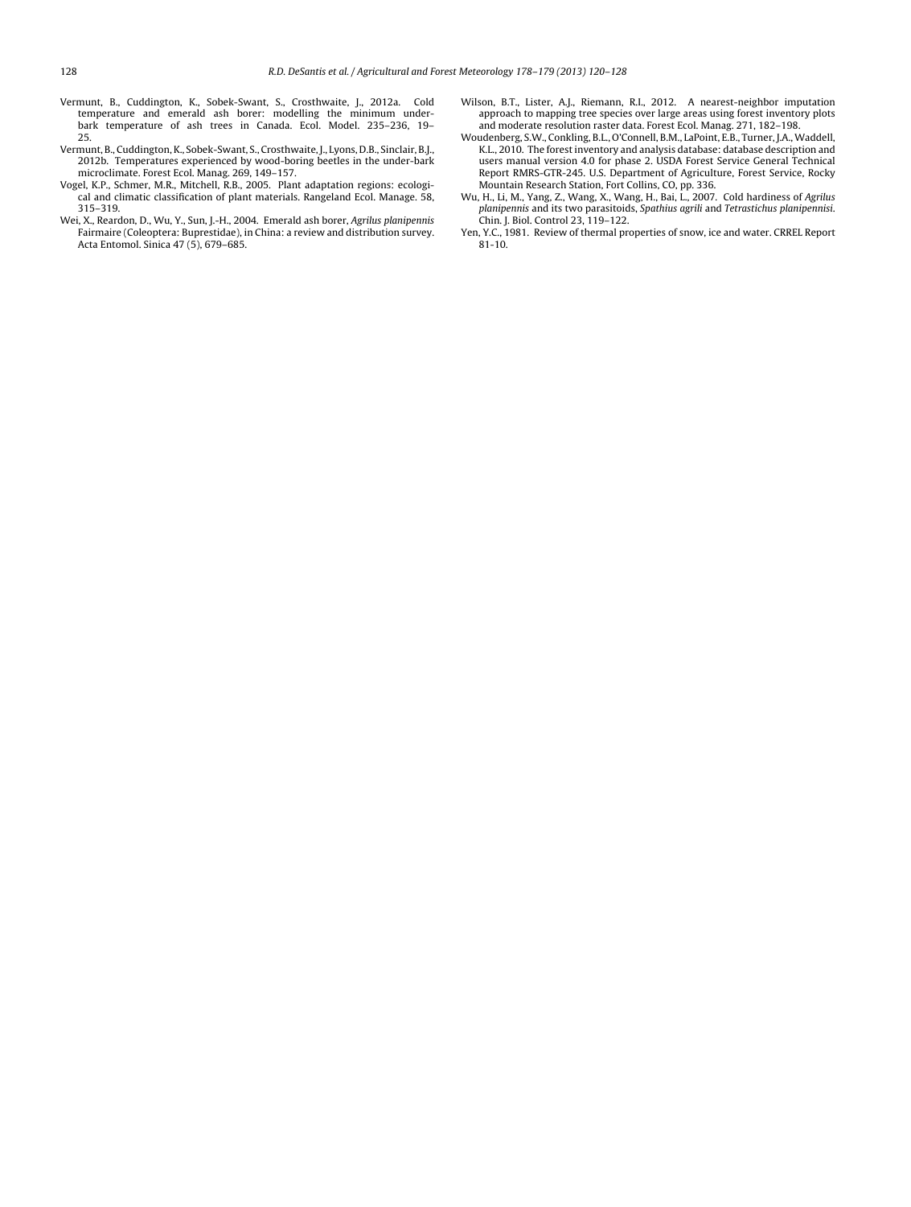Vermunt, B., Cuddington, K., Sobek-Swant, S., Crosthwaite, J., 2012a. Cold temperature and emerald ash borer: modelling the minimum under-bark temperature of ash trees in Canada. Ecol. Model. 235–236, 19–25.

Vermunt, B., Cuddington, K., Sobek-Swant, S., Crosthwaite, J., Lyons, D.B., Sinclair, B.J., 2012b. Temperatures experienced by wood-boring beetles in the under-bark microclimate. Forest Ecol. Manag. 269, 149–157.

Vogel, K.P., Schmer, M.R., Mitchell, R.B., 2005. Plant adaptation regions: ecological and climatic classification of plant materials. Rangeland Ecol. Manage. 58, 315–319.

Wei, X., Reardon, D., Wu, Y., Sun, J.-H., 2004. Emerald ash borer, *Agrilus planipennis* Fairmaire (Coleoptera: Buprestidae), in China: a review and distribution survey. Acta Entomol. Sinica 47 (5), 679–685.

Wilson, B.T., Lister, A.J., Riemann, R.I., 2012. A nearest-neighbor imputation approach to mapping tree species over large areas using forest inventory plots and moderate resolution raster data. Forest Ecol. Manag. 271, 182–198.

Woudenberg, S.W., Conkling, B.L., O'Connell, B.M., LaPoint, E.B., Turner, J.A., Waddell, K.L., 2010. The forest inventory and analysis database: database description and users manual version 4.0 for phase 2. USDA Forest Service General Technical Report RMRS-GTR-245. U.S. Department of Agriculture, Forest Service, Rocky Mountain Research Station, Fort Collins, CO, pp. 336.

Wu, H., Li, M., Yang, Z., Wang, X., Wang, H., Bai, L., 2007. Cold hardiness of *Agrilus planipennis* and its two parasitoids, *Spathius agrili* and *Tetrastichus planipennisi*. Chin. J. Biol. Control 23, 119–122.

Yen, Y.C., 1981. Review of thermal properties of snow, ice and water. CRREL Report 81-10.